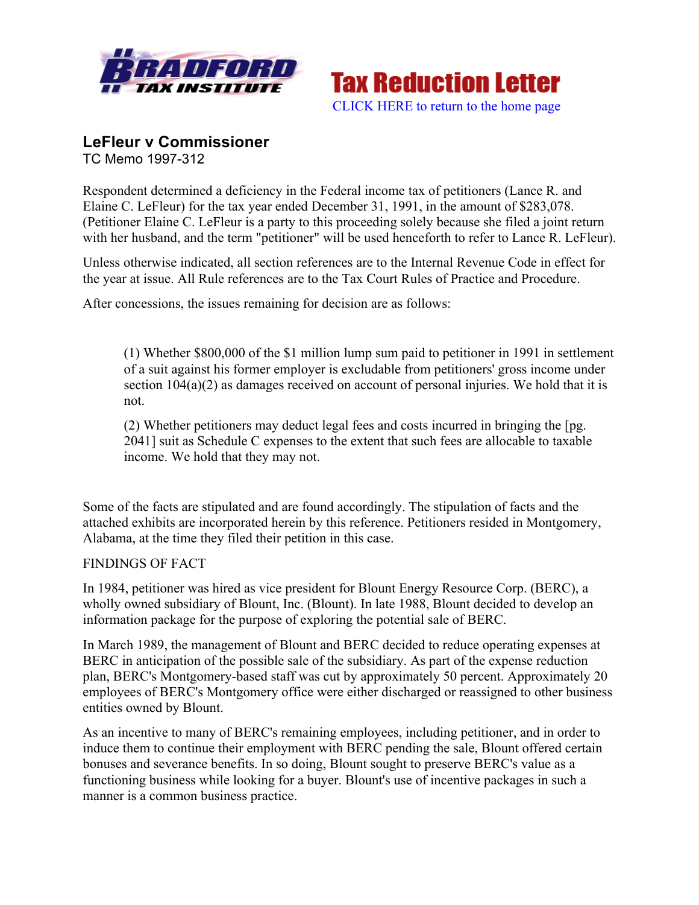**Bradford Tax Institute** — **Tax Reduction Letter**

CLICK HERE to return to the home page

## LeFleur v Commissioner

TC Memo 1997-312

Respondent determined a deficiency in the Federal income tax of petitioners (Lance R. and Elaine C. LeFleur) for the tax year ended December 31, 1991, in the amount of $283,078. (Petitioner Elaine C. LeFleur is a party to this proceeding solely because she filed a joint return with her husband, and the term "petitioner" will be used henceforth to refer to Lance R. LeFleur).

Unless otherwise indicated, all section references are to the Internal Revenue Code in effect for the year at issue. All Rule references are to the Tax Court Rules of Practice and Procedure.

After concessions, the issues remaining for decision are as follows:

> (1) Whether $800,000 of the $1 million lump sum paid to petitioner in 1991 in settlement of a suit against his former employer is excludable from petitioners' gross income under section 104(a)(2) as damages received on account of personal injuries. We hold that it is not.
>
> (2) Whether petitioners may deduct legal fees and costs incurred in bringing the [pg. 2041] suit as Schedule C expenses to the extent that such fees are allocable to taxable income. We hold that they may not.

Some of the facts are stipulated and are found accordingly. The stipulation of facts and the attached exhibits are incorporated herein by this reference. Petitioners resided in Montgomery, Alabama, at the time they filed their petition in this case.

FINDINGS OF FACT

In 1984, petitioner was hired as vice president for Blount Energy Resource Corp. (BERC), a wholly owned subsidiary of Blount, Inc. (Blount). In late 1988, Blount decided to develop an information package for the purpose of exploring the potential sale of BERC.

In March 1989, the management of Blount and BERC decided to reduce operating expenses at BERC in anticipation of the possible sale of the subsidiary. As part of the expense reduction plan, BERC's Montgomery-based staff was cut by approximately 50 percent. Approximately 20 employees of BERC's Montgomery office were either discharged or reassigned to other business entities owned by Blount.

As an incentive to many of BERC's remaining employees, including petitioner, and in order to induce them to continue their employment with BERC pending the sale, Blount offered certain bonuses and severance benefits. In so doing, Blount sought to preserve BERC's value as a functioning business while looking for a buyer. Blount's use of incentive packages in such a manner is a common business practice.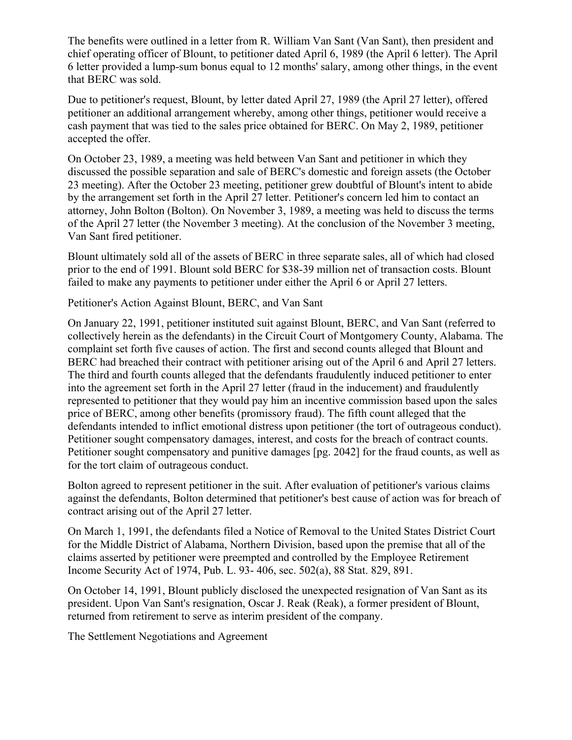The benefits were outlined in a letter from R. William Van Sant (Van Sant), then president and chief operating officer of Blount, to petitioner dated April 6, 1989 (the April 6 letter). The April 6 letter provided a lump-sum bonus equal to 12 months' salary, among other things, in the event that BERC was sold.

Due to petitioner's request, Blount, by letter dated April 27, 1989 (the April 27 letter), offered petitioner an additional arrangement whereby, among other things, petitioner would receive a cash payment that was tied to the sales price obtained for BERC. On May 2, 1989, petitioner accepted the offer.

On October 23, 1989, a meeting was held between Van Sant and petitioner in which they discussed the possible separation and sale of BERC's domestic and foreign assets (the October 23 meeting). After the October 23 meeting, petitioner grew doubtful of Blount's intent to abide by the arrangement set forth in the April 27 letter. Petitioner's concern led him to contact an attorney, John Bolton (Bolton). On November 3, 1989, a meeting was held to discuss the terms of the April 27 letter (the November 3 meeting). At the conclusion of the November 3 meeting, Van Sant fired petitioner.

Blount ultimately sold all of the assets of BERC in three separate sales, all of which had closed prior to the end of 1991. Blount sold BERC for $38-39 million net of transaction costs. Blount failed to make any payments to petitioner under either the April 6 or April 27 letters.

Petitioner's Action Against Blount, BERC, and Van Sant

On January 22, 1991, petitioner instituted suit against Blount, BERC, and Van Sant (referred to collectively herein as the defendants) in the Circuit Court of Montgomery County, Alabama. The complaint set forth five causes of action. The first and second counts alleged that Blount and BERC had breached their contract with petitioner arising out of the April 6 and April 27 letters. The third and fourth counts alleged that the defendants fraudulently induced petitioner to enter into the agreement set forth in the April 27 letter (fraud in the inducement) and fraudulently represented to petitioner that they would pay him an incentive commission based upon the sales price of BERC, among other benefits (promissory fraud). The fifth count alleged that the defendants intended to inflict emotional distress upon petitioner (the tort of outrageous conduct). Petitioner sought compensatory damages, interest, and costs for the breach of contract counts. Petitioner sought compensatory and punitive damages [pg. 2042] for the fraud counts, as well as for the tort claim of outrageous conduct.

Bolton agreed to represent petitioner in the suit. After evaluation of petitioner's various claims against the defendants, Bolton determined that petitioner's best cause of action was for breach of contract arising out of the April 27 letter.

On March 1, 1991, the defendants filed a Notice of Removal to the United States District Court for the Middle District of Alabama, Northern Division, based upon the premise that all of the claims asserted by petitioner were preempted and controlled by the Employee Retirement Income Security Act of 1974, Pub. L. 93- 406, sec. 502(a), 88 Stat. 829, 891.

On October 14, 1991, Blount publicly disclosed the unexpected resignation of Van Sant as its president. Upon Van Sant's resignation, Oscar J. Reak (Reak), a former president of Blount, returned from retirement to serve as interim president of the company.

The Settlement Negotiations and Agreement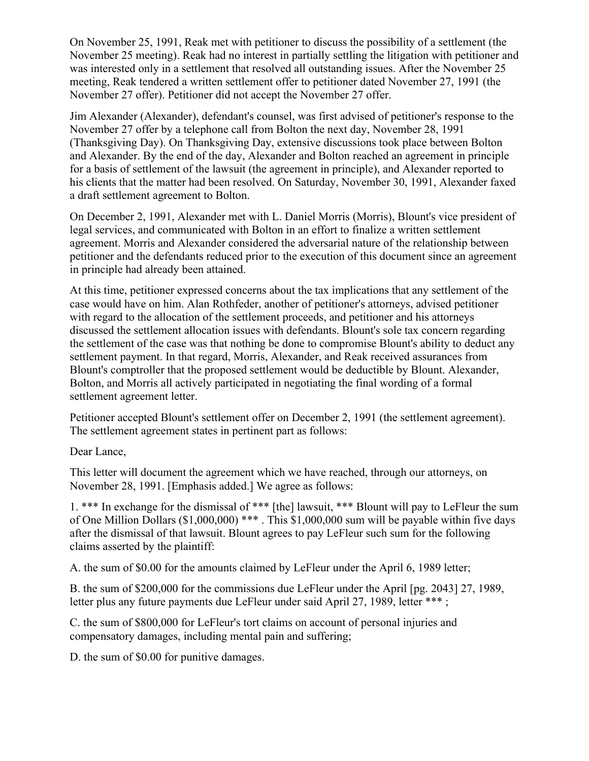On November 25, 1991, Reak met with petitioner to discuss the possibility of a settlement (the November 25 meeting). Reak had no interest in partially settling the litigation with petitioner and was interested only in a settlement that resolved all outstanding issues. After the November 25 meeting, Reak tendered a written settlement offer to petitioner dated November 27, 1991 (the November 27 offer). Petitioner did not accept the November 27 offer.

Jim Alexander (Alexander), defendant's counsel, was first advised of petitioner's response to the November 27 offer by a telephone call from Bolton the next day, November 28, 1991 (Thanksgiving Day). On Thanksgiving Day, extensive discussions took place between Bolton and Alexander. By the end of the day, Alexander and Bolton reached an agreement in principle for a basis of settlement of the lawsuit (the agreement in principle), and Alexander reported to his clients that the matter had been resolved. On Saturday, November 30, 1991, Alexander faxed a draft settlement agreement to Bolton.

On December 2, 1991, Alexander met with L. Daniel Morris (Morris), Blount's vice president of legal services, and communicated with Bolton in an effort to finalize a written settlement agreement. Morris and Alexander considered the adversarial nature of the relationship between petitioner and the defendants reduced prior to the execution of this document since an agreement in principle had already been attained.

At this time, petitioner expressed concerns about the tax implications that any settlement of the case would have on him. Alan Rothfeder, another of petitioner's attorneys, advised petitioner with regard to the allocation of the settlement proceeds, and petitioner and his attorneys discussed the settlement allocation issues with defendants. Blount's sole tax concern regarding the settlement of the case was that nothing be done to compromise Blount's ability to deduct any settlement payment. In that regard, Morris, Alexander, and Reak received assurances from Blount's comptroller that the proposed settlement would be deductible by Blount. Alexander, Bolton, and Morris all actively participated in negotiating the final wording of a formal settlement agreement letter.

Petitioner accepted Blount's settlement offer on December 2, 1991 (the settlement agreement). The settlement agreement states in pertinent part as follows:

Dear Lance,

This letter will document the agreement which we have reached, through our attorneys, on November 28, 1991. [Emphasis added.] We agree as follows:

1. *** In exchange for the dismissal of *** [the] lawsuit, *** Blount will pay to LeFleur the sum of One Million Dollars ($1,000,000) *** . This $1,000,000 sum will be payable within five days after the dismissal of that lawsuit. Blount agrees to pay LeFleur such sum for the following claims asserted by the plaintiff:

A. the sum of $0.00 for the amounts claimed by LeFleur under the April 6, 1989 letter;

B. the sum of $200,000 for the commissions due LeFleur under the April [pg. 2043] 27, 1989, letter plus any future payments due LeFleur under said April 27, 1989, letter *** ;

C. the sum of $800,000 for LeFleur's tort claims on account of personal injuries and compensatory damages, including mental pain and suffering;

D. the sum of $0.00 for punitive damages.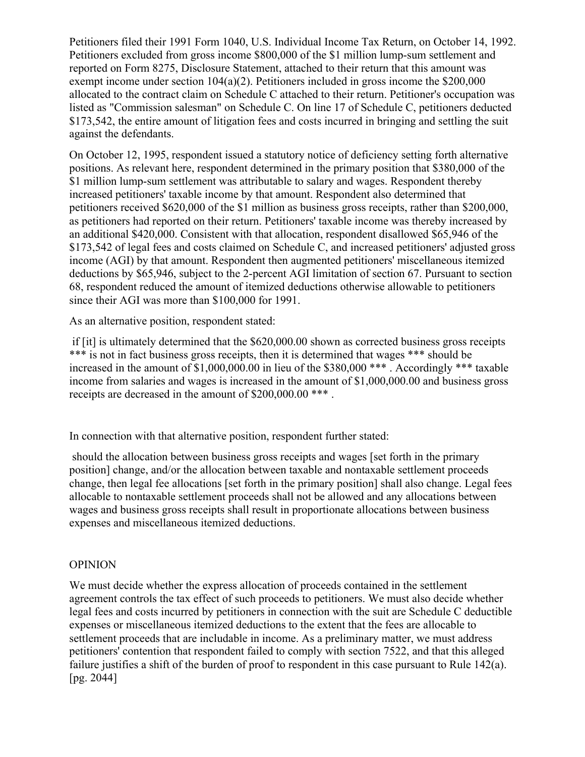Petitioners filed their 1991 Form 1040, U.S. Individual Income Tax Return, on October 14, 1992. Petitioners excluded from gross income $800,000 of the $1 million lump-sum settlement and reported on Form 8275, Disclosure Statement, attached to their return that this amount was exempt income under section 104(a)(2). Petitioners included in gross income the $200,000 allocated to the contract claim on Schedule C attached to their return. Petitioner's occupation was listed as "Commission salesman" on Schedule C. On line 17 of Schedule C, petitioners deducted $173,542, the entire amount of litigation fees and costs incurred in bringing and settling the suit against the defendants.

On October 12, 1995, respondent issued a statutory notice of deficiency setting forth alternative positions. As relevant here, respondent determined in the primary position that $380,000 of the $1 million lump-sum settlement was attributable to salary and wages. Respondent thereby increased petitioners' taxable income by that amount. Respondent also determined that petitioners received $620,000 of the $1 million as business gross receipts, rather than $200,000, as petitioners had reported on their return. Petitioners' taxable income was thereby increased by an additional $420,000. Consistent with that allocation, respondent disallowed $65,946 of the $173,542 of legal fees and costs claimed on Schedule C, and increased petitioners' adjusted gross income (AGI) by that amount. Respondent then augmented petitioners' miscellaneous itemized deductions by $65,946, subject to the 2-percent AGI limitation of section 67. Pursuant to section 68, respondent reduced the amount of itemized deductions otherwise allowable to petitioners since their AGI was more than $100,000 for 1991.

As an alternative position, respondent stated:

> if [it] is ultimately determined that the $620,000.00 shown as corrected business gross receipts *** is not in fact business gross receipts, then it is determined that wages *** should be increased in the amount of $1,000,000.00 in lieu of the $380,000 *** . Accordingly *** taxable income from salaries and wages is increased in the amount of $1,000,000.00 and business gross receipts are decreased in the amount of $200,000.00 *** .

In connection with that alternative position, respondent further stated:

> should the allocation between business gross receipts and wages [set forth in the primary position] change, and/or the allocation between taxable and nontaxable settlement proceeds change, then legal fee allocations [set forth in the primary position] shall also change. Legal fees allocable to nontaxable settlement proceeds shall not be allowed and any allocations between wages and business gross receipts shall result in proportionate allocations between business expenses and miscellaneous itemized deductions.

## OPINION

We must decide whether the express allocation of proceeds contained in the settlement agreement controls the tax effect of such proceeds to petitioners. We must also decide whether legal fees and costs incurred by petitioners in connection with the suit are Schedule C deductible expenses or miscellaneous itemized deductions to the extent that the fees are allocable to settlement proceeds that are includable in income. As a preliminary matter, we must address petitioners' contention that respondent failed to comply with section 7522, and that this alleged failure justifies a shift of the burden of proof to respondent in this case pursuant to Rule 142(a). [pg. 2044]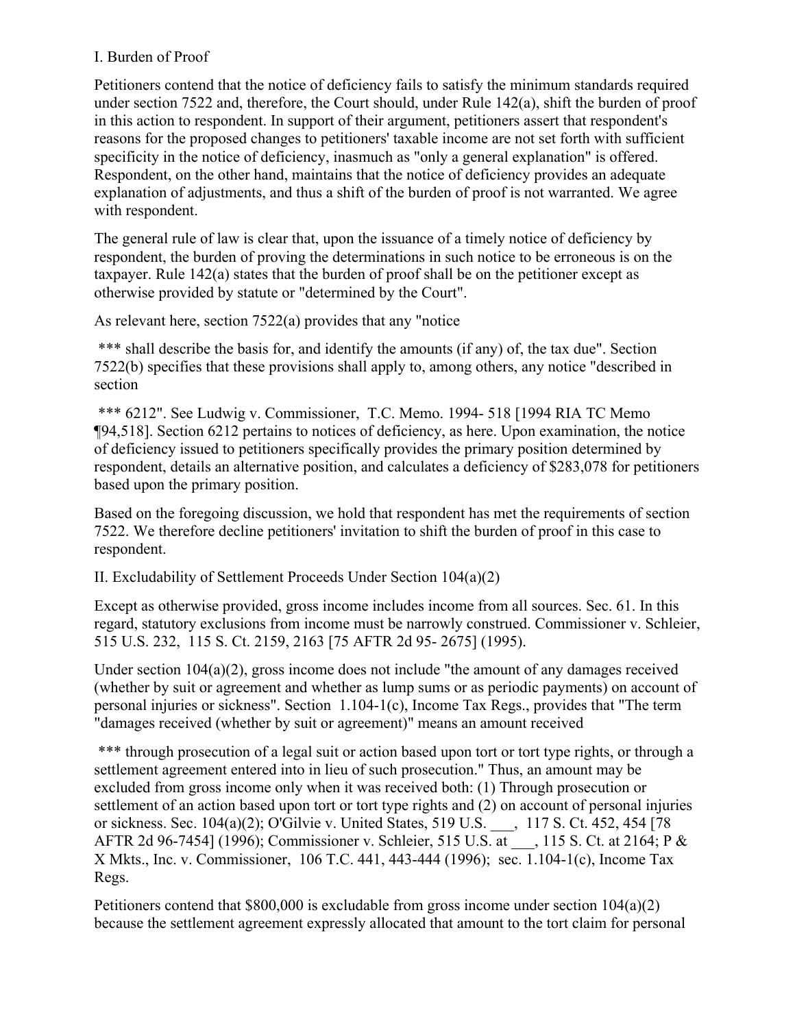I. Burden of Proof

Petitioners contend that the notice of deficiency fails to satisfy the minimum standards required under section 7522 and, therefore, the Court should, under Rule 142(a), shift the burden of proof in this action to respondent. In support of their argument, petitioners assert that respondent's reasons for the proposed changes to petitioners' taxable income are not set forth with sufficient specificity in the notice of deficiency, inasmuch as "only a general explanation" is offered. Respondent, on the other hand, maintains that the notice of deficiency provides an adequate explanation of adjustments, and thus a shift of the burden of proof is not warranted. We agree with respondent.

The general rule of law is clear that, upon the issuance of a timely notice of deficiency by respondent, the burden of proving the determinations in such notice to be erroneous is on the taxpayer. Rule 142(a) states that the burden of proof shall be on the petitioner except as otherwise provided by statute or "determined by the Court".

As relevant here, section 7522(a) provides that any "notice

*** shall describe the basis for, and identify the amounts (if any) of, the tax due". Section 7522(b) specifies that these provisions shall apply to, among others, any notice "described in section

*** 6212". See Ludwig v. Commissioner, T.C. Memo. 1994- 518 [1994 RIA TC Memo ¶94,518]. Section 6212 pertains to notices of deficiency, as here. Upon examination, the notice of deficiency issued to petitioners specifically provides the primary position determined by respondent, details an alternative position, and calculates a deficiency of $283,078 for petitioners based upon the primary position.

Based on the foregoing discussion, we hold that respondent has met the requirements of section 7522. We therefore decline petitioners' invitation to shift the burden of proof in this case to respondent.

II. Excludability of Settlement Proceeds Under Section 104(a)(2)

Except as otherwise provided, gross income includes income from all sources. Sec. 61. In this regard, statutory exclusions from income must be narrowly construed. Commissioner v. Schleier, 515 U.S. 232, 115 S. Ct. 2159, 2163 [75 AFTR 2d 95- 2675] (1995).

Under section 104(a)(2), gross income does not include "the amount of any damages received (whether by suit or agreement and whether as lump sums or as periodic payments) on account of personal injuries or sickness". Section 1.104-1(c), Income Tax Regs., provides that "The term "damages received (whether by suit or agreement)" means an amount received

*** through prosecution of a legal suit or action based upon tort or tort type rights, or through a settlement agreement entered into in lieu of such prosecution." Thus, an amount may be excluded from gross income only when it was received both: (1) Through prosecution or settlement of an action based upon tort or tort type rights and (2) on account of personal injuries or sickness. Sec. 104(a)(2); O'Gilvie v. United States, 519 U.S. ___, 117 S. Ct. 452, 454 [78 AFTR 2d 96-7454] (1996); Commissioner v. Schleier, 515 U.S. at ___, 115 S. Ct. at 2164; P & X Mkts., Inc. v. Commissioner, 106 T.C. 441, 443-444 (1996); sec. 1.104-1(c), Income Tax Regs.

Petitioners contend that $800,000 is excludable from gross income under section 104(a)(2) because the settlement agreement expressly allocated that amount to the tort claim for personal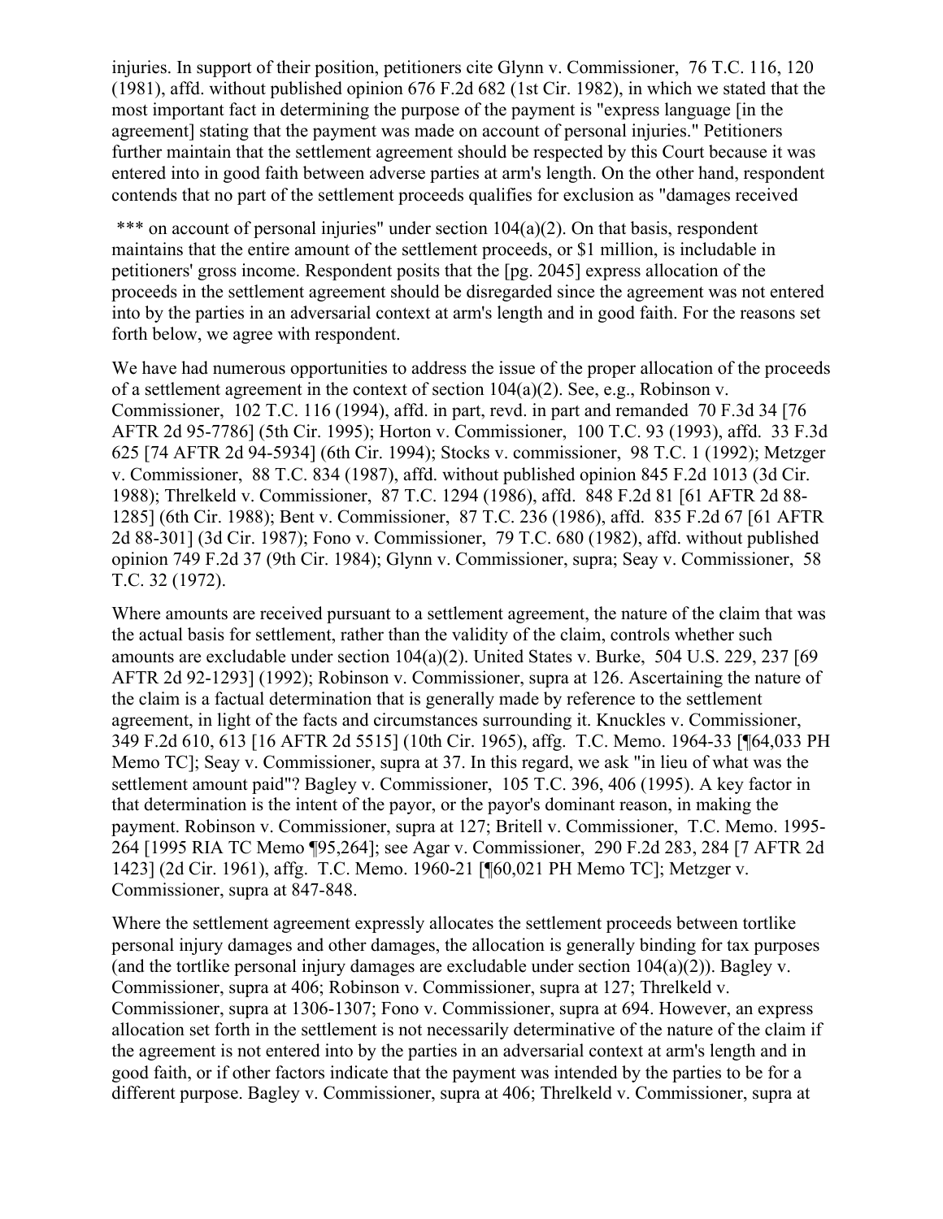injuries. In support of their position, petitioners cite Glynn v. Commissioner, 76 T.C. 116, 120 (1981), affd. without published opinion 676 F.2d 682 (1st Cir. 1982), in which we stated that the most important fact in determining the purpose of the payment is "express language [in the agreement] stating that the payment was made on account of personal injuries." Petitioners further maintain that the settlement agreement should be respected by this Court because it was entered into in good faith between adverse parties at arm's length. On the other hand, respondent contends that no part of the settlement proceeds qualifies for exclusion as "damages received

*** on account of personal injuries" under section 104(a)(2). On that basis, respondent maintains that the entire amount of the settlement proceeds, or $1 million, is includable in petitioners' gross income. Respondent posits that the [pg. 2045] express allocation of the proceeds in the settlement agreement should be disregarded since the agreement was not entered into by the parties in an adversarial context at arm's length and in good faith. For the reasons set forth below, we agree with respondent.

We have had numerous opportunities to address the issue of the proper allocation of the proceeds of a settlement agreement in the context of section 104(a)(2). See, e.g., Robinson v. Commissioner, 102 T.C. 116 (1994), affd. in part, revd. in part and remanded 70 F.3d 34 [76 AFTR 2d 95-7786] (5th Cir. 1995); Horton v. Commissioner, 100 T.C. 93 (1993), affd. 33 F.3d 625 [74 AFTR 2d 94-5934] (6th Cir. 1994); Stocks v. commissioner, 98 T.C. 1 (1992); Metzger v. Commissioner, 88 T.C. 834 (1987), affd. without published opinion 845 F.2d 1013 (3d Cir. 1988); Threlkeld v. Commissioner, 87 T.C. 1294 (1986), affd. 848 F.2d 81 [61 AFTR 2d 88-1285] (6th Cir. 1988); Bent v. Commissioner, 87 T.C. 236 (1986), affd. 835 F.2d 67 [61 AFTR 2d 88-301] (3d Cir. 1987); Fono v. Commissioner, 79 T.C. 680 (1982), affd. without published opinion 749 F.2d 37 (9th Cir. 1984); Glynn v. Commissioner, supra; Seay v. Commissioner, 58 T.C. 32 (1972).

Where amounts are received pursuant to a settlement agreement, the nature of the claim that was the actual basis for settlement, rather than the validity of the claim, controls whether such amounts are excludable under section 104(a)(2). United States v. Burke, 504 U.S. 229, 237 [69 AFTR 2d 92-1293] (1992); Robinson v. Commissioner, supra at 126. Ascertaining the nature of the claim is a factual determination that is generally made by reference to the settlement agreement, in light of the facts and circumstances surrounding it. Knuckles v. Commissioner, 349 F.2d 610, 613 [16 AFTR 2d 5515] (10th Cir. 1965), affg. T.C. Memo. 1964-33 [¶64,033 PH Memo TC]; Seay v. Commissioner, supra at 37. In this regard, we ask "in lieu of what was the settlement amount paid"? Bagley v. Commissioner, 105 T.C. 396, 406 (1995). A key factor in that determination is the intent of the payor, or the payor's dominant reason, in making the payment. Robinson v. Commissioner, supra at 127; Britell v. Commissioner, T.C. Memo. 1995-264 [1995 RIA TC Memo ¶95,264]; see Agar v. Commissioner, 290 F.2d 283, 284 [7 AFTR 2d 1423] (2d Cir. 1961), affg. T.C. Memo. 1960-21 [¶60,021 PH Memo TC]; Metzger v. Commissioner, supra at 847-848.

Where the settlement agreement expressly allocates the settlement proceeds between tortlike personal injury damages and other damages, the allocation is generally binding for tax purposes (and the tortlike personal injury damages are excludable under section 104(a)(2)). Bagley v. Commissioner, supra at 406; Robinson v. Commissioner, supra at 127; Threlkeld v. Commissioner, supra at 1306-1307; Fono v. Commissioner, supra at 694. However, an express allocation set forth in the settlement is not necessarily determinative of the nature of the claim if the agreement is not entered into by the parties in an adversarial context at arm's length and in good faith, or if other factors indicate that the payment was intended by the parties to be for a different purpose. Bagley v. Commissioner, supra at 406; Threlkeld v. Commissioner, supra at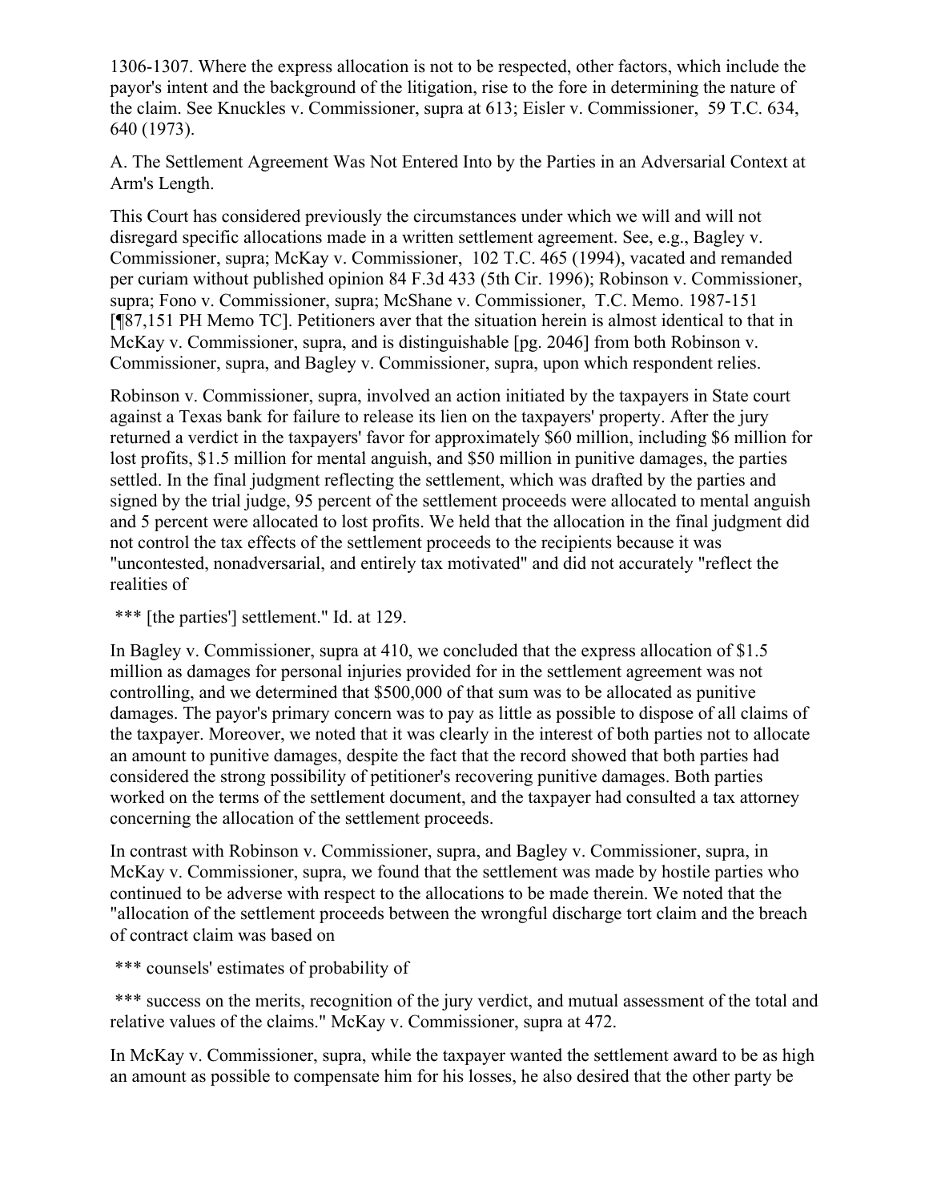1306-1307. Where the express allocation is not to be respected, other factors, which include the payor's intent and the background of the litigation, rise to the fore in determining the nature of the claim. See Knuckles v. Commissioner, supra at 613; Eisler v. Commissioner, 59 T.C. 634, 640 (1973).

A. The Settlement Agreement Was Not Entered Into by the Parties in an Adversarial Context at Arm's Length.

This Court has considered previously the circumstances under which we will and will not disregard specific allocations made in a written settlement agreement. See, e.g., Bagley v. Commissioner, supra; McKay v. Commissioner, 102 T.C. 465 (1994), vacated and remanded per curiam without published opinion 84 F.3d 433 (5th Cir. 1996); Robinson v. Commissioner, supra; Fono v. Commissioner, supra; McShane v. Commissioner, T.C. Memo. 1987-151 [¶87,151 PH Memo TC]. Petitioners aver that the situation herein is almost identical to that in McKay v. Commissioner, supra, and is distinguishable [pg. 2046] from both Robinson v. Commissioner, supra, and Bagley v. Commissioner, supra, upon which respondent relies.

Robinson v. Commissioner, supra, involved an action initiated by the taxpayers in State court against a Texas bank for failure to release its lien on the taxpayers' property. After the jury returned a verdict in the taxpayers' favor for approximately $60 million, including $6 million for lost profits, $1.5 million for mental anguish, and $50 million in punitive damages, the parties settled. In the final judgment reflecting the settlement, which was drafted by the parties and signed by the trial judge, 95 percent of the settlement proceeds were allocated to mental anguish and 5 percent were allocated to lost profits. We held that the allocation in the final judgment did not control the tax effects of the settlement proceeds to the recipients because it was "uncontested, nonadversarial, and entirely tax motivated" and did not accurately "reflect the realities of

*** [the parties'] settlement." Id. at 129.

In Bagley v. Commissioner, supra at 410, we concluded that the express allocation of $1.5 million as damages for personal injuries provided for in the settlement agreement was not controlling, and we determined that $500,000 of that sum was to be allocated as punitive damages. The payor's primary concern was to pay as little as possible to dispose of all claims of the taxpayer. Moreover, we noted that it was clearly in the interest of both parties not to allocate an amount to punitive damages, despite the fact that the record showed that both parties had considered the strong possibility of petitioner's recovering punitive damages. Both parties worked on the terms of the settlement document, and the taxpayer had consulted a tax attorney concerning the allocation of the settlement proceeds.

In contrast with Robinson v. Commissioner, supra, and Bagley v. Commissioner, supra, in McKay v. Commissioner, supra, we found that the settlement was made by hostile parties who continued to be adverse with respect to the allocations to be made therein. We noted that the "allocation of the settlement proceeds between the wrongful discharge tort claim and the breach of contract claim was based on

*** counsels' estimates of probability of

*** success on the merits, recognition of the jury verdict, and mutual assessment of the total and relative values of the claims." McKay v. Commissioner, supra at 472.

In McKay v. Commissioner, supra, while the taxpayer wanted the settlement award to be as high an amount as possible to compensate him for his losses, he also desired that the other party be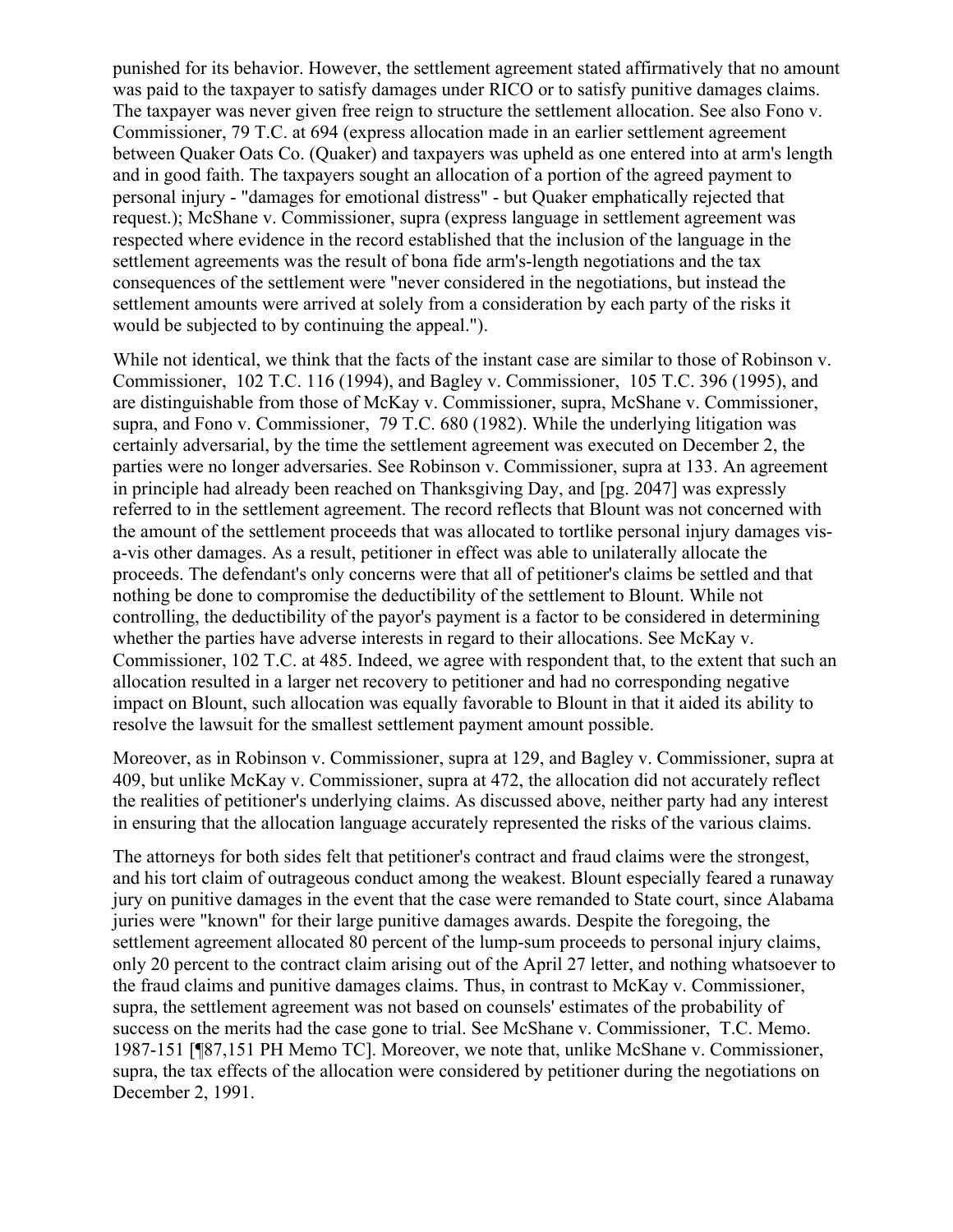punished for its behavior. However, the settlement agreement stated affirmatively that no amount was paid to the taxpayer to satisfy damages under RICO or to satisfy punitive damages claims. The taxpayer was never given free reign to structure the settlement allocation. See also Fono v. Commissioner, 79 T.C. at 694 (express allocation made in an earlier settlement agreement between Quaker Oats Co. (Quaker) and taxpayers was upheld as one entered into at arm's length and in good faith. The taxpayers sought an allocation of a portion of the agreed payment to personal injury - "damages for emotional distress" - but Quaker emphatically rejected that request.); McShane v. Commissioner, supra (express language in settlement agreement was respected where evidence in the record established that the inclusion of the language in the settlement agreements was the result of bona fide arm's-length negotiations and the tax consequences of the settlement were "never considered in the negotiations, but instead the settlement amounts were arrived at solely from a consideration by each party of the risks it would be subjected to by continuing the appeal.").

While not identical, we think that the facts of the instant case are similar to those of Robinson v. Commissioner, 102 T.C. 116 (1994), and Bagley v. Commissioner, 105 T.C. 396 (1995), and are distinguishable from those of McKay v. Commissioner, supra, McShane v. Commissioner, supra, and Fono v. Commissioner, 79 T.C. 680 (1982). While the underlying litigation was certainly adversarial, by the time the settlement agreement was executed on December 2, the parties were no longer adversaries. See Robinson v. Commissioner, supra at 133. An agreement in principle had already been reached on Thanksgiving Day, and [pg. 2047] was expressly referred to in the settlement agreement. The record reflects that Blount was not concerned with the amount of the settlement proceeds that was allocated to tortlike personal injury damages vis-a-vis other damages. As a result, petitioner in effect was able to unilaterally allocate the proceeds. The defendant's only concerns were that all of petitioner's claims be settled and that nothing be done to compromise the deductibility of the settlement to Blount. While not controlling, the deductibility of the payor's payment is a factor to be considered in determining whether the parties have adverse interests in regard to their allocations. See McKay v. Commissioner, 102 T.C. at 485. Indeed, we agree with respondent that, to the extent that such an allocation resulted in a larger net recovery to petitioner and had no corresponding negative impact on Blount, such allocation was equally favorable to Blount in that it aided its ability to resolve the lawsuit for the smallest settlement payment amount possible.

Moreover, as in Robinson v. Commissioner, supra at 129, and Bagley v. Commissioner, supra at 409, but unlike McKay v. Commissioner, supra at 472, the allocation did not accurately reflect the realities of petitioner's underlying claims. As discussed above, neither party had any interest in ensuring that the allocation language accurately represented the risks of the various claims.

The attorneys for both sides felt that petitioner's contract and fraud claims were the strongest, and his tort claim of outrageous conduct among the weakest. Blount especially feared a runaway jury on punitive damages in the event that the case were remanded to State court, since Alabama juries were "known" for their large punitive damages awards. Despite the foregoing, the settlement agreement allocated 80 percent of the lump-sum proceeds to personal injury claims, only 20 percent to the contract claim arising out of the April 27 letter, and nothing whatsoever to the fraud claims and punitive damages claims. Thus, in contrast to McKay v. Commissioner, supra, the settlement agreement was not based on counsels' estimates of the probability of success on the merits had the case gone to trial. See McShane v. Commissioner, T.C. Memo. 1987-151 [¶87,151 PH Memo TC]. Moreover, we note that, unlike McShane v. Commissioner, supra, the tax effects of the allocation were considered by petitioner during the negotiations on December 2, 1991.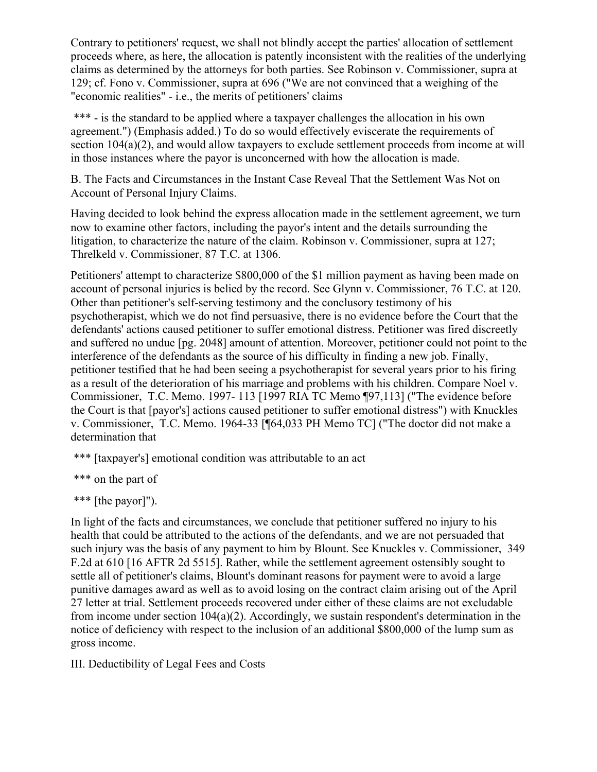Contrary to petitioners' request, we shall not blindly accept the parties' allocation of settlement proceeds where, as here, the allocation is patently inconsistent with the realities of the underlying claims as determined by the attorneys for both parties. See Robinson v. Commissioner, supra at 129; cf. Fono v. Commissioner, supra at 696 ("We are not convinced that a weighing of the "economic realities" - i.e., the merits of petitioners' claims

*** - is the standard to be applied where a taxpayer challenges the allocation in his own agreement.") (Emphasis added.) To do so would effectively eviscerate the requirements of section 104(a)(2), and would allow taxpayers to exclude settlement proceeds from income at will in those instances where the payor is unconcerned with how the allocation is made.

B. The Facts and Circumstances in the Instant Case Reveal That the Settlement Was Not on Account of Personal Injury Claims.

Having decided to look behind the express allocation made in the settlement agreement, we turn now to examine other factors, including the payor's intent and the details surrounding the litigation, to characterize the nature of the claim. Robinson v. Commissioner, supra at 127; Threlkeld v. Commissioner, 87 T.C. at 1306.

Petitioners' attempt to characterize $800,000 of the $1 million payment as having been made on account of personal injuries is belied by the record. See Glynn v. Commissioner, 76 T.C. at 120. Other than petitioner's self-serving testimony and the conclusory testimony of his psychotherapist, which we do not find persuasive, there is no evidence before the Court that the defendants' actions caused petitioner to suffer emotional distress. Petitioner was fired discreetly and suffered no undue [pg. 2048] amount of attention. Moreover, petitioner could not point to the interference of the defendants as the source of his difficulty in finding a new job. Finally, petitioner testified that he had been seeing a psychotherapist for several years prior to his firing as a result of the deterioration of his marriage and problems with his children. Compare Noel v. Commissioner, T.C. Memo. 1997- 113 [1997 RIA TC Memo ¶97,113] ("The evidence before the Court is that [payor's] actions caused petitioner to suffer emotional distress") with Knuckles v. Commissioner, T.C. Memo. 1964-33 [¶64,033 PH Memo TC] ("The doctor did not make a determination that

*** [taxpayer's] emotional condition was attributable to an act

*** on the part of

*** [the payor]").

In light of the facts and circumstances, we conclude that petitioner suffered no injury to his health that could be attributed to the actions of the defendants, and we are not persuaded that such injury was the basis of any payment to him by Blount. See Knuckles v. Commissioner, 349 F.2d at 610 [16 AFTR 2d 5515]. Rather, while the settlement agreement ostensibly sought to settle all of petitioner's claims, Blount's dominant reasons for payment were to avoid a large punitive damages award as well as to avoid losing on the contract claim arising out of the April 27 letter at trial. Settlement proceeds recovered under either of these claims are not excludable from income under section 104(a)(2). Accordingly, we sustain respondent's determination in the notice of deficiency with respect to the inclusion of an additional $800,000 of the lump sum as gross income.

III. Deductibility of Legal Fees and Costs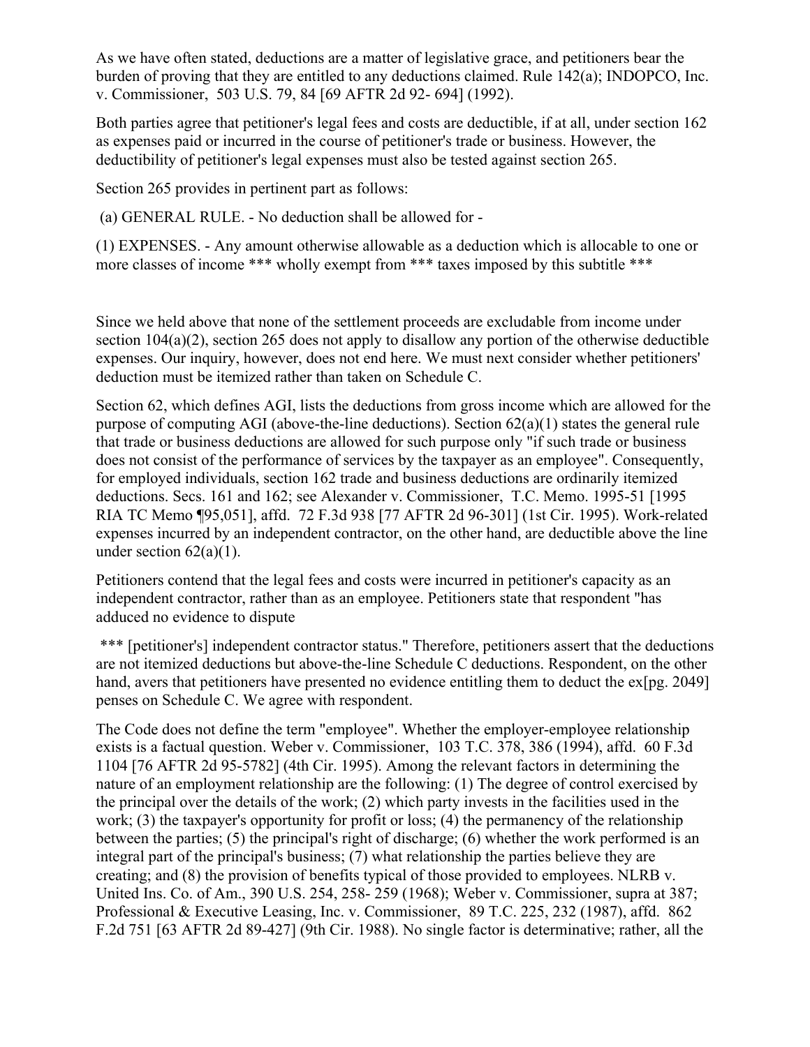As we have often stated, deductions are a matter of legislative grace, and petitioners bear the burden of proving that they are entitled to any deductions claimed. Rule 142(a); INDOPCO, Inc. v. Commissioner, 503 U.S. 79, 84 [69 AFTR 2d 92- 694] (1992).

Both parties agree that petitioner's legal fees and costs are deductible, if at all, under section 162 as expenses paid or incurred in the course of petitioner's trade or business. However, the deductibility of petitioner's legal expenses must also be tested against section 265.

Section 265 provides in pertinent part as follows:

(a) GENERAL RULE. - No deduction shall be allowed for -

(1) EXPENSES. - Any amount otherwise allowable as a deduction which is allocable to one or more classes of income *** wholly exempt from *** taxes imposed by this subtitle ***

Since we held above that none of the settlement proceeds are excludable from income under section 104(a)(2), section 265 does not apply to disallow any portion of the otherwise deductible expenses. Our inquiry, however, does not end here. We must next consider whether petitioners' deduction must be itemized rather than taken on Schedule C.

Section 62, which defines AGI, lists the deductions from gross income which are allowed for the purpose of computing AGI (above-the-line deductions). Section 62(a)(1) states the general rule that trade or business deductions are allowed for such purpose only "if such trade or business does not consist of the performance of services by the taxpayer as an employee". Consequently, for employed individuals, section 162 trade and business deductions are ordinarily itemized deductions. Secs. 161 and 162; see Alexander v. Commissioner, T.C. Memo. 1995-51 [1995 RIA TC Memo ¶95,051], affd. 72 F.3d 938 [77 AFTR 2d 96-301] (1st Cir. 1995). Work-related expenses incurred by an independent contractor, on the other hand, are deductible above the line under section 62(a)(1).

Petitioners contend that the legal fees and costs were incurred in petitioner's capacity as an independent contractor, rather than as an employee. Petitioners state that respondent "has adduced no evidence to dispute

*** [petitioner's] independent contractor status." Therefore, petitioners assert that the deductions are not itemized deductions but above-the-line Schedule C deductions. Respondent, on the other hand, avers that petitioners have presented no evidence entitling them to deduct the ex[pg. 2049] penses on Schedule C. We agree with respondent.

The Code does not define the term "employee". Whether the employer-employee relationship exists is a factual question. Weber v. Commissioner, 103 T.C. 378, 386 (1994), affd. 60 F.3d 1104 [76 AFTR 2d 95-5782] (4th Cir. 1995). Among the relevant factors in determining the nature of an employment relationship are the following: (1) The degree of control exercised by the principal over the details of the work; (2) which party invests in the facilities used in the work; (3) the taxpayer's opportunity for profit or loss; (4) the permanency of the relationship between the parties; (5) the principal's right of discharge; (6) whether the work performed is an integral part of the principal's business; (7) what relationship the parties believe they are creating; and (8) the provision of benefits typical of those provided to employees. NLRB v. United Ins. Co. of Am., 390 U.S. 254, 258- 259 (1968); Weber v. Commissioner, supra at 387; Professional & Executive Leasing, Inc. v. Commissioner, 89 T.C. 225, 232 (1987), affd. 862 F.2d 751 [63 AFTR 2d 89-427] (9th Cir. 1988). No single factor is determinative; rather, all the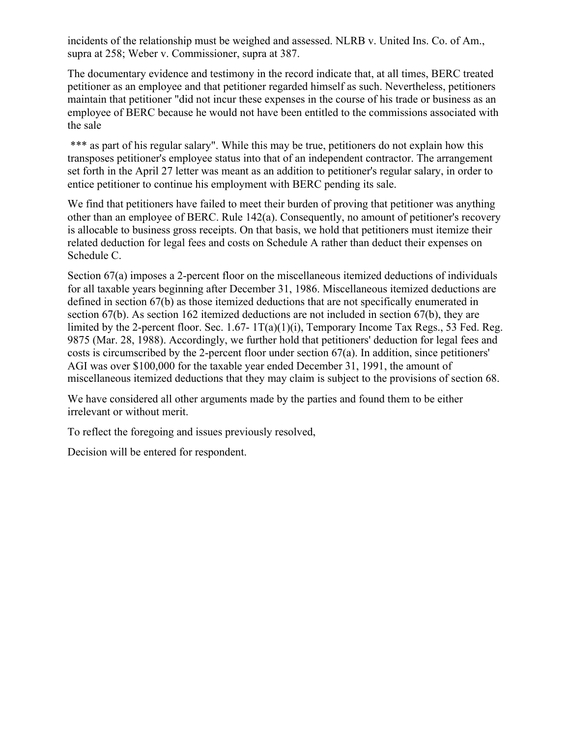incidents of the relationship must be weighed and assessed. NLRB v. United Ins. Co. of Am., supra at 258; Weber v. Commissioner, supra at 387.

The documentary evidence and testimony in the record indicate that, at all times, BERC treated petitioner as an employee and that petitioner regarded himself as such. Nevertheless, petitioners maintain that petitioner "did not incur these expenses in the course of his trade or business as an employee of BERC because he would not have been entitled to the commissions associated with the sale

*** as part of his regular salary". While this may be true, petitioners do not explain how this transposes petitioner's employee status into that of an independent contractor. The arrangement set forth in the April 27 letter was meant as an addition to petitioner's regular salary, in order to entice petitioner to continue his employment with BERC pending its sale.

We find that petitioners have failed to meet their burden of proving that petitioner was anything other than an employee of BERC. Rule 142(a). Consequently, no amount of petitioner's recovery is allocable to business gross receipts. On that basis, we hold that petitioners must itemize their related deduction for legal fees and costs on Schedule A rather than deduct their expenses on Schedule C.

Section 67(a) imposes a 2-percent floor on the miscellaneous itemized deductions of individuals for all taxable years beginning after December 31, 1986. Miscellaneous itemized deductions are defined in section 67(b) as those itemized deductions that are not specifically enumerated in section 67(b). As section 162 itemized deductions are not included in section 67(b), they are limited by the 2-percent floor. Sec. 1.67- 1T(a)(1)(i), Temporary Income Tax Regs., 53 Fed. Reg. 9875 (Mar. 28, 1988). Accordingly, we further hold that petitioners' deduction for legal fees and costs is circumscribed by the 2-percent floor under section 67(a). In addition, since petitioners' AGI was over $100,000 for the taxable year ended December 31, 1991, the amount of miscellaneous itemized deductions that they may claim is subject to the provisions of section 68.

We have considered all other arguments made by the parties and found them to be either irrelevant or without merit.

To reflect the foregoing and issues previously resolved,

Decision will be entered for respondent.